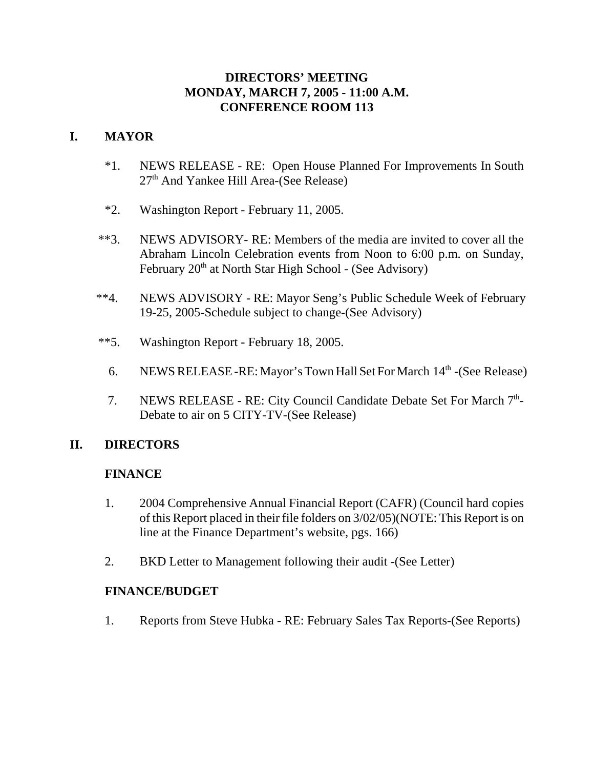# DIRECTORS' MEETING
# MONDAY, MARCH 7, 2005 - 11:00 A.M.
# CONFERENCE ROOM 113

## I. MAYOR

*1. NEWS RELEASE - RE: Open House Planned For Improvements In South 27th And Yankee Hill Area-(See Release)

*2. Washington Report - February 11, 2005.

**3. NEWS ADVISORY- RE: Members of the media are invited to cover all the Abraham Lincoln Celebration events from Noon to 6:00 p.m. on Sunday, February 20th at North Star High School - (See Advisory)

**4. NEWS ADVISORY - RE: Mayor Seng's Public Schedule Week of February 19-25, 2005-Schedule subject to change-(See Advisory)

**5. Washington Report - February 18, 2005.

6. NEWS RELEASE -RE: Mayor's Town Hall Set For March 14th -(See Release)

7. NEWS RELEASE - RE: City Council Candidate Debate Set For March 7th-Debate to air on 5 CITY-TV-(See Release)

## II. DIRECTORS

### FINANCE

1. 2004 Comprehensive Annual Financial Report (CAFR) (Council hard copies of this Report placed in their file folders on 3/02/05)(NOTE: This Report is on line at the Finance Department's website, pgs. 166)

2. BKD Letter to Management following their audit -(See Letter)

### FINANCE/BUDGET

1. Reports from Steve Hubka - RE: February Sales Tax Reports-(See Reports)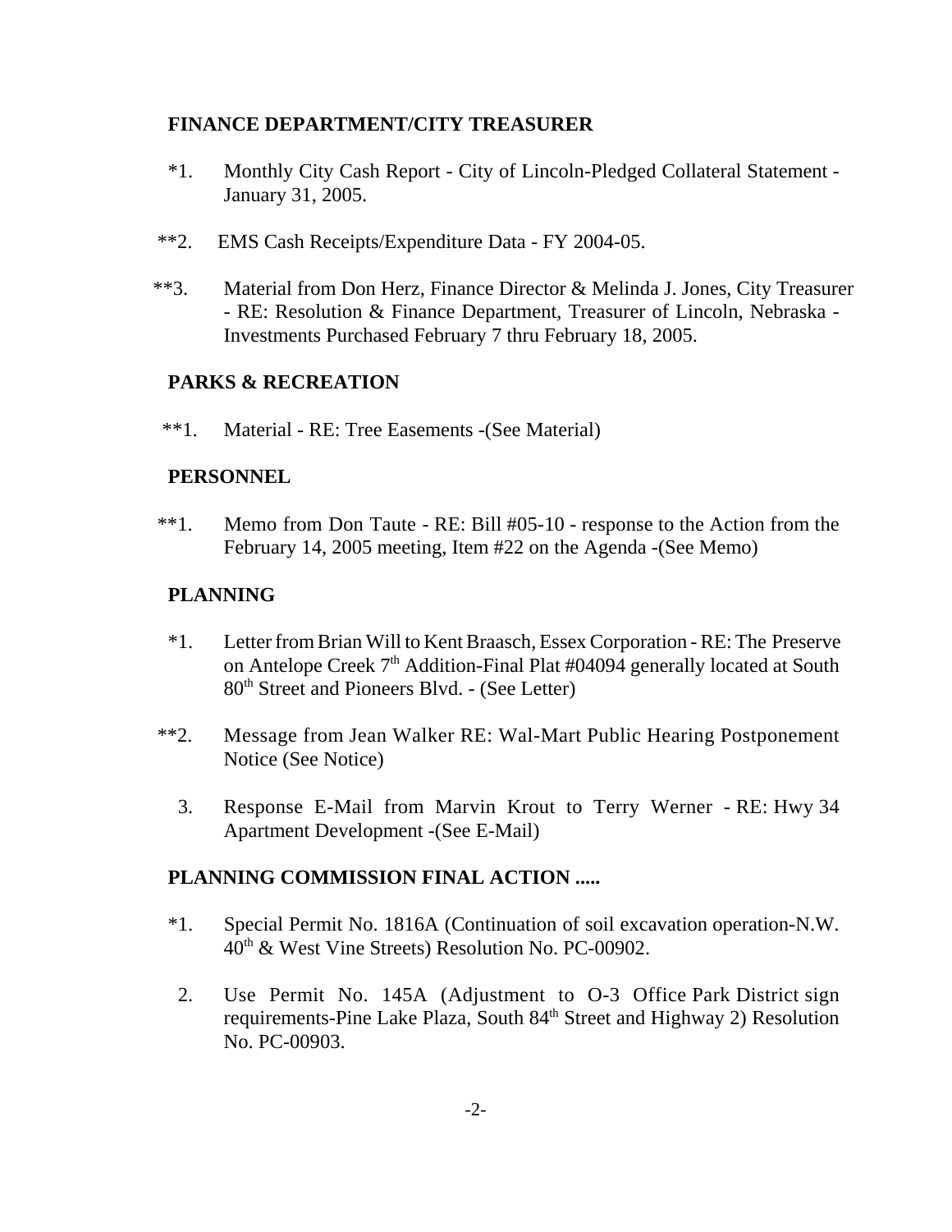**FINANCE DEPARTMENT/CITY TREASURER**

*1. Monthly City Cash Report - City of Lincoln-Pledged Collateral Statement - January 31, 2005.

**2. EMS Cash Receipts/Expenditure Data - FY 2004-05.

**3. Material from Don Herz, Finance Director & Melinda J. Jones, City Treasurer - RE: Resolution & Finance Department, Treasurer of Lincoln, Nebraska - Investments Purchased February 7 thru February 18, 2005.

**PARKS & RECREATION**

**1. Material - RE: Tree Easements -(See Material)

**PERSONNEL**

**1. Memo from Don Taute - RE: Bill #05-10 - response to the Action from the February 14, 2005 meeting, Item #22 on the Agenda -(See Memo)

**PLANNING**

*1. Letter from Brian Will to Kent Braasch, Essex Corporation - RE: The Preserve on Antelope Creek 7th Addition-Final Plat #04094 generally located at South 80th Street and Pioneers Blvd. - (See Letter)

**2. Message from Jean Walker RE: Wal-Mart Public Hearing Postponement Notice (See Notice)

3. Response E-Mail from Marvin Krout to Terry Werner - RE: Hwy 34 Apartment Development -(See E-Mail)

**PLANNING COMMISSION FINAL ACTION .....**

*1. Special Permit No. 1816A (Continuation of soil excavation operation-N.W. 40th & West Vine Streets) Resolution No. PC-00902.

2. Use Permit No. 145A (Adjustment to O-3 Office Park District sign requirements-Pine Lake Plaza, South 84th Street and Highway 2) Resolution No. PC-00903.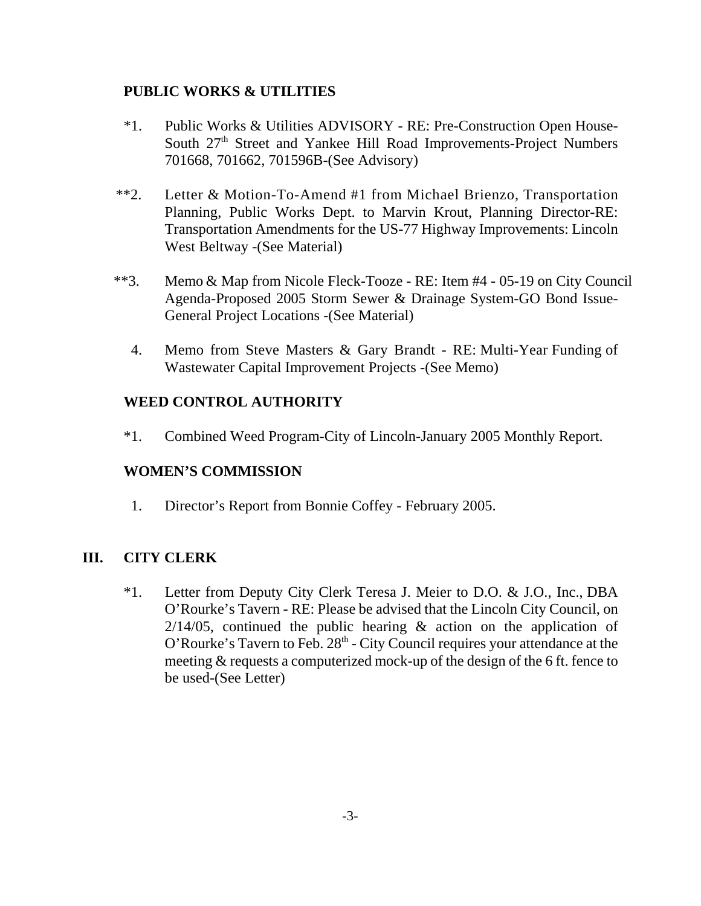**PUBLIC WORKS & UTILITIES**

*1. Public Works & Utilities ADVISORY - RE: Pre-Construction Open House-South 27th Street and Yankee Hill Road Improvements-Project Numbers 701668, 701662, 701596B-(See Advisory)

**2. Letter & Motion-To-Amend #1 from Michael Brienzo, Transportation Planning, Public Works Dept. to Marvin Krout, Planning Director-RE: Transportation Amendments for the US-77 Highway Improvements: Lincoln West Beltway -(See Material)

**3. Memo & Map from Nicole Fleck-Tooze - RE: Item #4 - 05-19 on City Council Agenda-Proposed 2005 Storm Sewer & Drainage System-GO Bond Issue-General Project Locations -(See Material)

4. Memo from Steve Masters & Gary Brandt - RE: Multi-Year Funding of Wastewater Capital Improvement Projects -(See Memo)

**WEED CONTROL AUTHORITY**

*1. Combined Weed Program-City of Lincoln-January 2005 Monthly Report.

**WOMEN'S COMMISSION**

1. Director's Report from Bonnie Coffey - February 2005.

## III. CITY CLERK

*1. Letter from Deputy City Clerk Teresa J. Meier to D.O. & J.O., Inc., DBA O'Rourke's Tavern - RE: Please be advised that the Lincoln City Council, on 2/14/05, continued the public hearing & action on the application of O'Rourke's Tavern to Feb. 28th - City Council requires your attendance at the meeting & requests a computerized mock-up of the design of the 6 ft. fence to be used-(See Letter)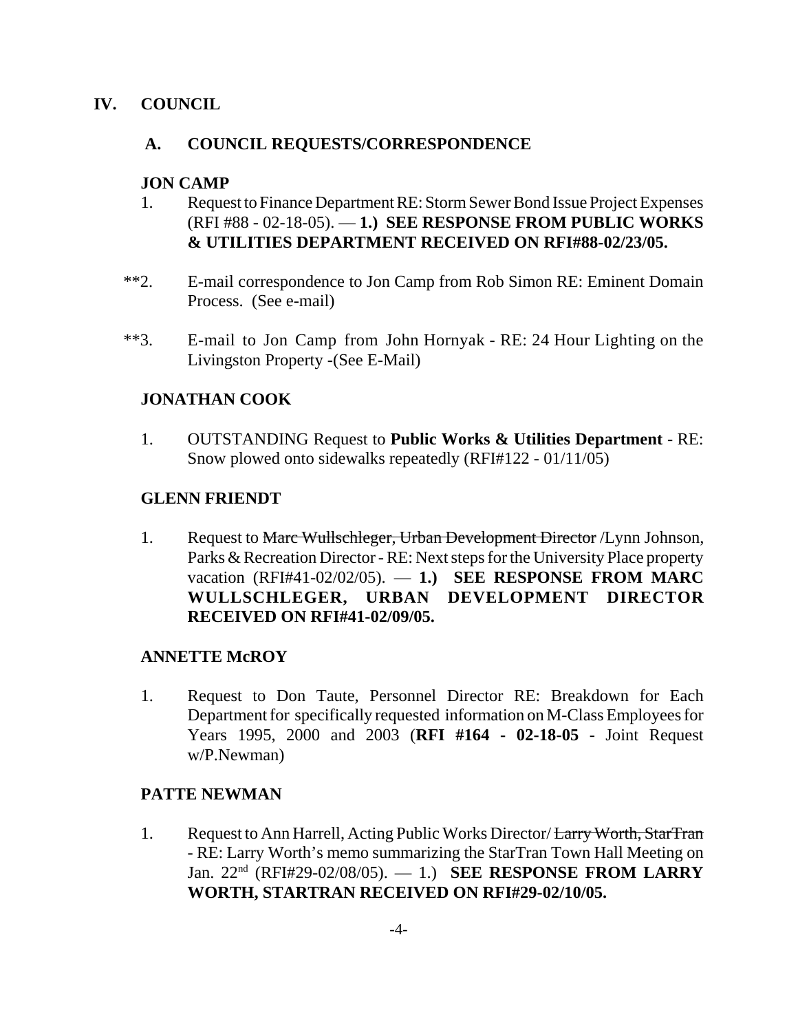## IV. COUNCIL

### A. COUNCIL REQUESTS/CORRESPONDENCE

**JON CAMP**

1. Request to Finance Department RE: Storm Sewer Bond Issue Project Expenses (RFI #88 - 02-18-05). — **1.) SEE RESPONSE FROM PUBLIC WORKS & UTILITIES DEPARTMENT RECEIVED ON RFI#88-02/23/05.**

**2. E-mail correspondence to Jon Camp from Rob Simon RE: Eminent Domain Process. (See e-mail)

**3. E-mail to Jon Camp from John Hornyak - RE: 24 Hour Lighting on the Livingston Property -(See E-Mail)

**JONATHAN COOK**

1. OUTSTANDING Request to **Public Works & Utilities Department** - RE: Snow plowed onto sidewalks repeatedly (RFI#122 - 01/11/05)

**GLENN FRIENDT**

1. Request to ~~Marc Wullschleger, Urban Development Director~~ /Lynn Johnson, Parks & Recreation Director - RE: Next steps for the University Place property vacation (RFI#41-02/02/05). — **1.) SEE RESPONSE FROM MARC WULLSCHLEGER, URBAN DEVELOPMENT DIRECTOR RECEIVED ON RFI#41-02/09/05.**

**ANNETTE McROY**

1. Request to Don Taute, Personnel Director RE: Breakdown for Each Department for specifically requested information on M-Class Employees for Years 1995, 2000 and 2003 (**RFI #164 - 02-18-05** - Joint Request w/P.Newman)

**PATTE NEWMAN**

1. Request to Ann Harrell, Acting Public Works Director/ ~~Larry Worth, StarTran~~ - RE: Larry Worth's memo summarizing the StarTran Town Hall Meeting on Jan. 22nd (RFI#29-02/08/05). — 1.) **SEE RESPONSE FROM LARRY WORTH, STARTRAN RECEIVED ON RFI#29-02/10/05.**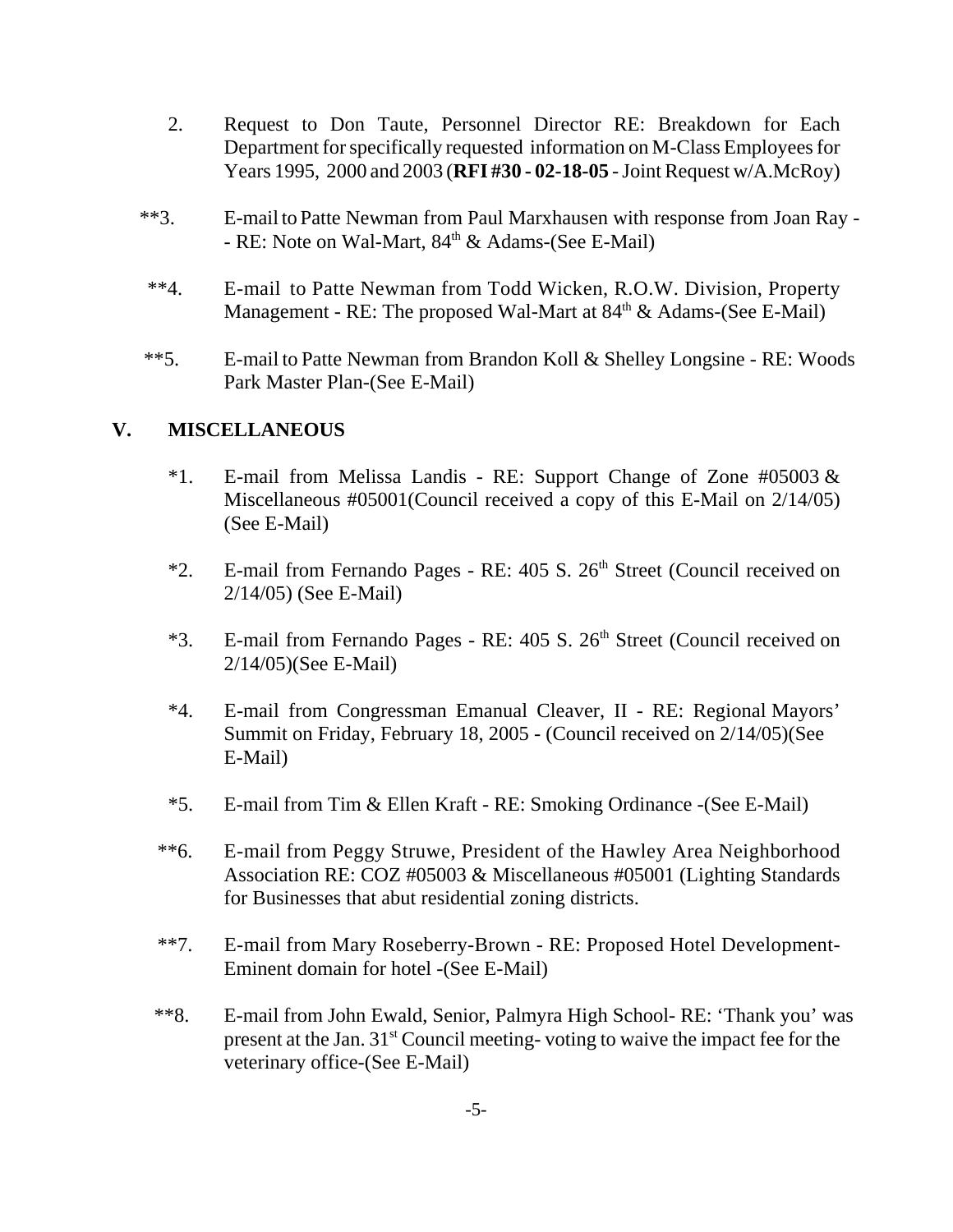2. Request to Don Taute, Personnel Director RE: Breakdown for Each Department for specifically requested information on M-Class Employees for Years 1995, 2000 and 2003 (**RFI #30 - 02-18-05** - Joint Request w/A.McRoy)

**3. E-mail to Patte Newman from Paul Marxhausen with response from Joan Ray - - RE: Note on Wal-Mart, 84th & Adams-(See E-Mail)

**4. E-mail to Patte Newman from Todd Wicken, R.O.W. Division, Property Management - RE: The proposed Wal-Mart at 84th & Adams-(See E-Mail)

**5. E-mail to Patte Newman from Brandon Koll & Shelley Longsine - RE: Woods Park Master Plan-(See E-Mail)

## V. MISCELLANEOUS

*1. E-mail from Melissa Landis - RE: Support Change of Zone #05003 & Miscellaneous #05001(Council received a copy of this E-Mail on 2/14/05) (See E-Mail)

*2. E-mail from Fernando Pages - RE: 405 S. 26th Street (Council received on 2/14/05) (See E-Mail)

*3. E-mail from Fernando Pages - RE: 405 S. 26th Street (Council received on 2/14/05)(See E-Mail)

*4. E-mail from Congressman Emanual Cleaver, II - RE: Regional Mayors' Summit on Friday, February 18, 2005 - (Council received on 2/14/05)(See E-Mail)

*5. E-mail from Tim & Ellen Kraft - RE: Smoking Ordinance -(See E-Mail)

**6. E-mail from Peggy Struwe, President of the Hawley Area Neighborhood Association RE: COZ #05003 & Miscellaneous #05001 (Lighting Standards for Businesses that abut residential zoning districts.

**7. E-mail from Mary Roseberry-Brown - RE: Proposed Hotel Development- Eminent domain for hotel -(See E-Mail)

**8. E-mail from John Ewald, Senior, Palmyra High School- RE: 'Thank you' was present at the Jan. 31st Council meeting- voting to waive the impact fee for the veterinary office-(See E-Mail)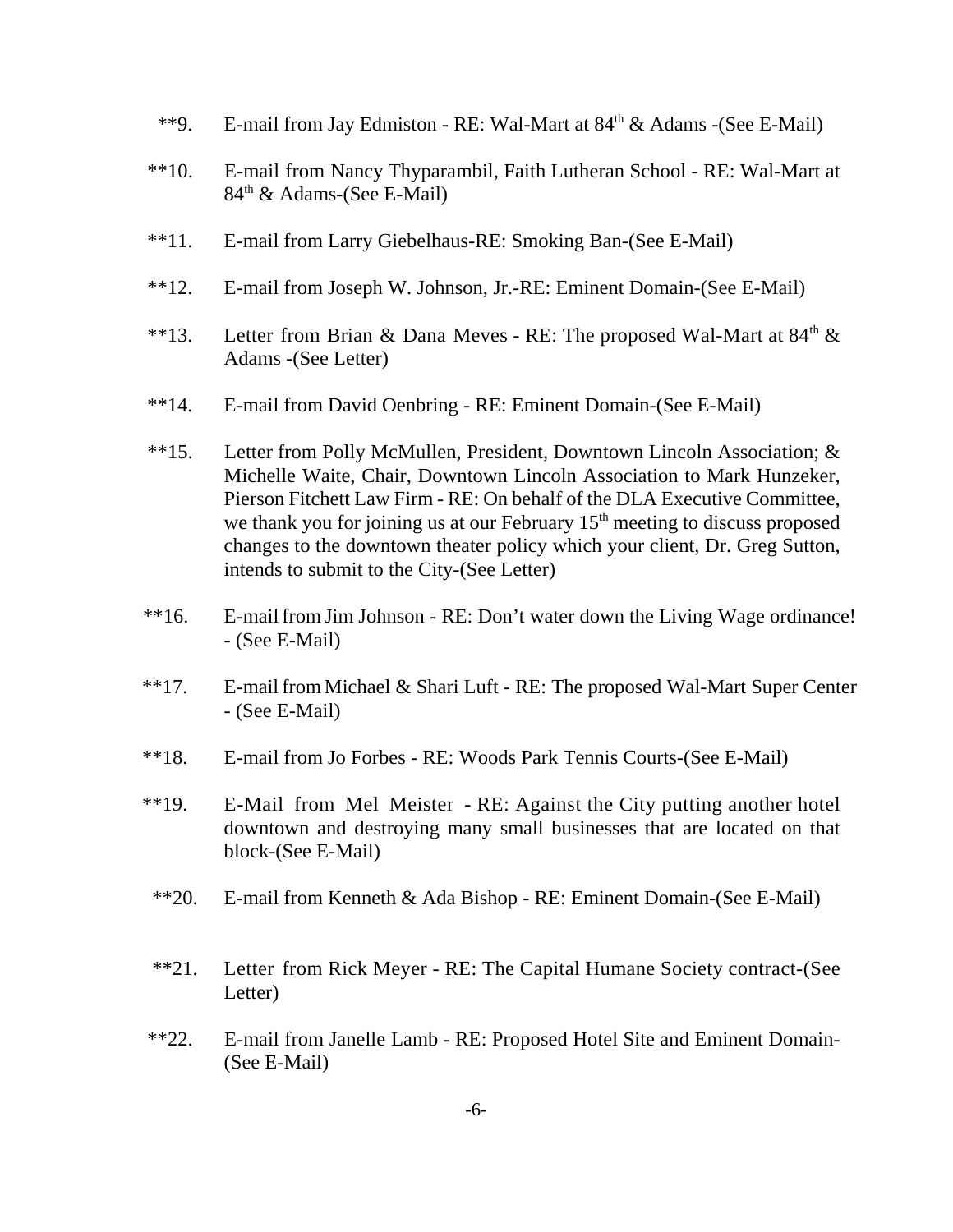**9. E-mail from Jay Edmiston - RE: Wal-Mart at 84th & Adams -(See E-Mail)

**10. E-mail from Nancy Thyparambil, Faith Lutheran School - RE: Wal-Mart at 84th & Adams-(See E-Mail)

**11. E-mail from Larry Giebelhaus-RE: Smoking Ban-(See E-Mail)

**12. E-mail from Joseph W. Johnson, Jr.-RE: Eminent Domain-(See E-Mail)

**13. Letter from Brian & Dana Meves - RE: The proposed Wal-Mart at 84th & Adams -(See Letter)

**14. E-mail from David Oenbring - RE: Eminent Domain-(See E-Mail)

**15. Letter from Polly McMullen, President, Downtown Lincoln Association; & Michelle Waite, Chair, Downtown Lincoln Association to Mark Hunzeker, Pierson Fitchett Law Firm - RE: On behalf of the DLA Executive Committee, we thank you for joining us at our February 15th meeting to discuss proposed changes to the downtown theater policy which your client, Dr. Greg Sutton, intends to submit to the City-(See Letter)

**16. E-mail from Jim Johnson - RE: Don't water down the Living Wage ordinance! - (See E-Mail)

**17. E-mail from Michael & Shari Luft - RE: The proposed Wal-Mart Super Center - (See E-Mail)

**18. E-mail from Jo Forbes - RE: Woods Park Tennis Courts-(See E-Mail)

**19. E-Mail from Mel Meister - RE: Against the City putting another hotel downtown and destroying many small businesses that are located on that block-(See E-Mail)

**20. E-mail from Kenneth & Ada Bishop - RE: Eminent Domain-(See E-Mail)

**21. Letter from Rick Meyer - RE: The Capital Humane Society contract-(See Letter)

**22. E-mail from Janelle Lamb - RE: Proposed Hotel Site and Eminent Domain-(See E-Mail)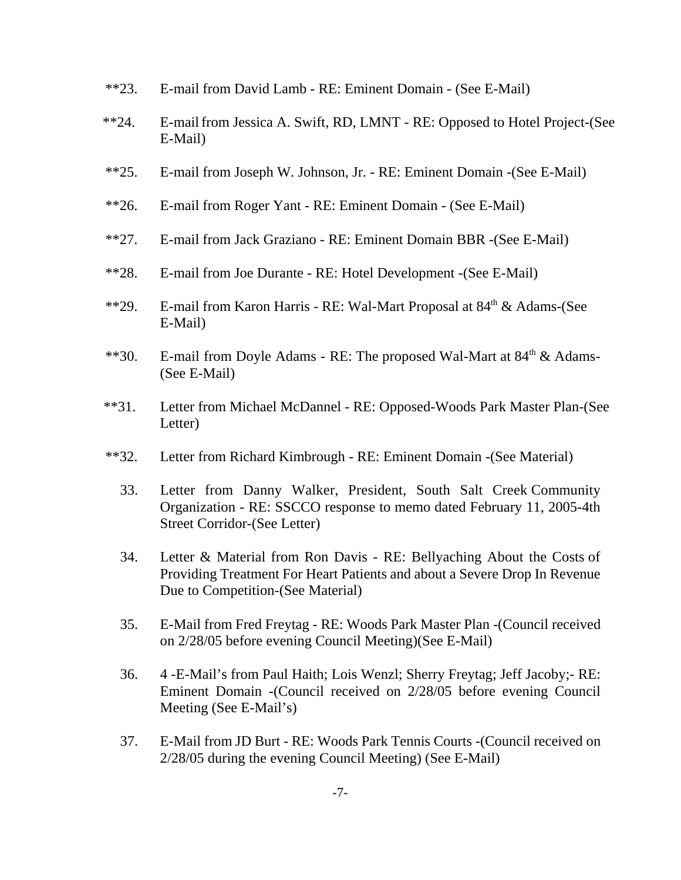**23. E-mail from David Lamb - RE: Eminent Domain - (See E-Mail)

**24. E-mail from Jessica A. Swift, RD, LMNT - RE: Opposed to Hotel Project-(See E-Mail)

**25. E-mail from Joseph W. Johnson, Jr. - RE: Eminent Domain -(See E-Mail)

**26. E-mail from Roger Yant - RE: Eminent Domain - (See E-Mail)

**27. E-mail from Jack Graziano - RE: Eminent Domain BBR -(See E-Mail)

**28. E-mail from Joe Durante - RE: Hotel Development -(See E-Mail)

**29. E-mail from Karon Harris - RE: Wal-Mart Proposal at 84th & Adams-(See E-Mail)

**30. E-mail from Doyle Adams - RE: The proposed Wal-Mart at 84th & Adams-(See E-Mail)

**31. Letter from Michael McDannel - RE: Opposed-Woods Park Master Plan-(See Letter)

**32. Letter from Richard Kimbrough - RE: Eminent Domain -(See Material)

33. Letter from Danny Walker, President, South Salt Creek Community Organization - RE: SSCCO response to memo dated February 11, 2005-4th Street Corridor-(See Letter)

34. Letter & Material from Ron Davis - RE: Bellyaching About the Costs of Providing Treatment For Heart Patients and about a Severe Drop In Revenue Due to Competition-(See Material)

35. E-Mail from Fred Freytag - RE: Woods Park Master Plan -(Council received on 2/28/05 before evening Council Meeting)(See E-Mail)

36. 4 -E-Mail's from Paul Haith; Lois Wenzl; Sherry Freytag; Jeff Jacoby;- RE: Eminent Domain -(Council received on 2/28/05 before evening Council Meeting (See E-Mail's)

37. E-Mail from JD Burt - RE: Woods Park Tennis Courts -(Council received on 2/28/05 during the evening Council Meeting) (See E-Mail)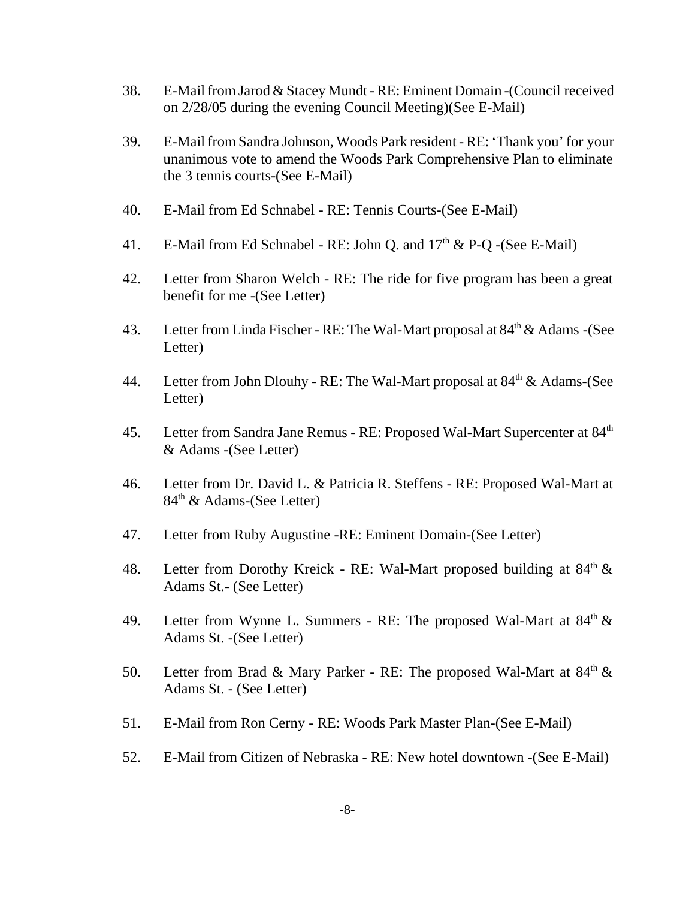38. E-Mail from Jarod & Stacey Mundt - RE: Eminent Domain -(Council received on 2/28/05 during the evening Council Meeting)(See E-Mail)

39. E-Mail from Sandra Johnson, Woods Park resident - RE: 'Thank you' for your unanimous vote to amend the Woods Park Comprehensive Plan to eliminate the 3 tennis courts-(See E-Mail)

40. E-Mail from Ed Schnabel - RE: Tennis Courts-(See E-Mail)

41. E-Mail from Ed Schnabel - RE: John Q. and 17th & P-Q -(See E-Mail)

42. Letter from Sharon Welch - RE: The ride for five program has been a great benefit for me -(See Letter)

43. Letter from Linda Fischer - RE: The Wal-Mart proposal at 84th & Adams -(See Letter)

44. Letter from John Dlouhy - RE: The Wal-Mart proposal at 84th & Adams-(See Letter)

45. Letter from Sandra Jane Remus - RE: Proposed Wal-Mart Supercenter at 84th & Adams -(See Letter)

46. Letter from Dr. David L. & Patricia R. Steffens - RE: Proposed Wal-Mart at 84th & Adams-(See Letter)

47. Letter from Ruby Augustine -RE: Eminent Domain-(See Letter)

48. Letter from Dorothy Kreick - RE: Wal-Mart proposed building at 84th & Adams St.- (See Letter)

49. Letter from Wynne L. Summers - RE: The proposed Wal-Mart at 84th & Adams St. -(See Letter)

50. Letter from Brad & Mary Parker - RE: The proposed Wal-Mart at 84th & Adams St. - (See Letter)

51. E-Mail from Ron Cerny - RE: Woods Park Master Plan-(See E-Mail)

52. E-Mail from Citizen of Nebraska - RE: New hotel downtown -(See E-Mail)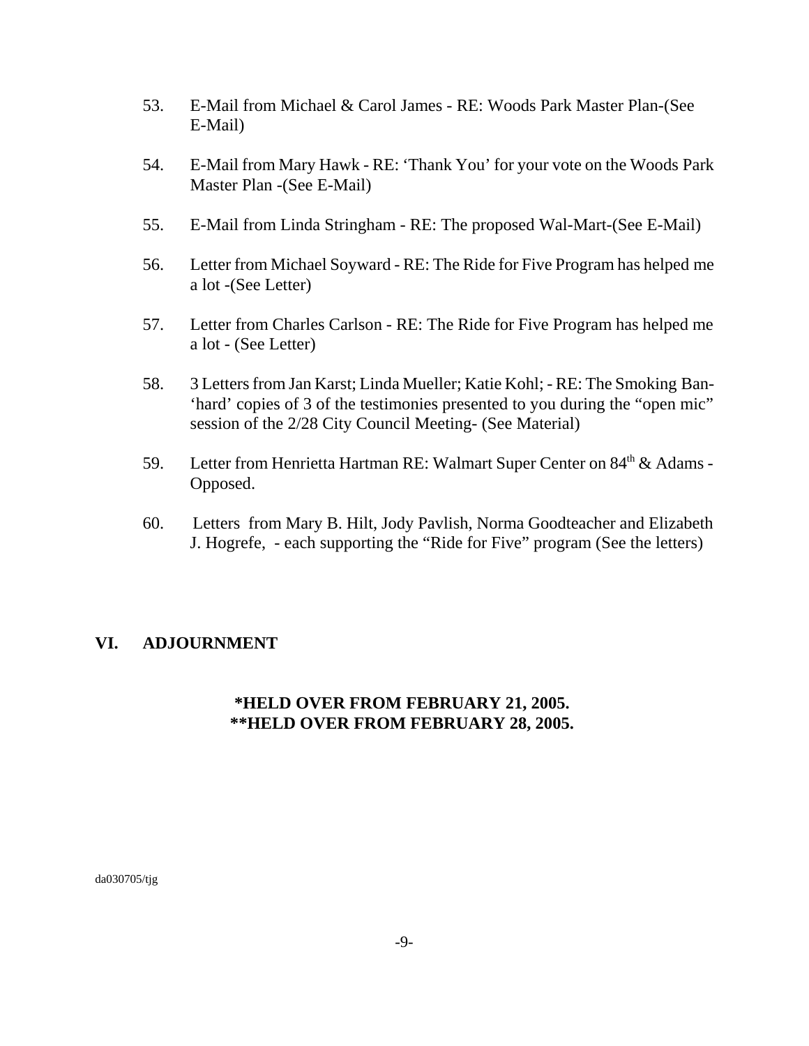53. E-Mail from Michael & Carol James - RE: Woods Park Master Plan-(See E-Mail)

54. E-Mail from Mary Hawk - RE: 'Thank You' for your vote on the Woods Park Master Plan -(See E-Mail)

55. E-Mail from Linda Stringham - RE: The proposed Wal-Mart-(See E-Mail)

56. Letter from Michael Soyward - RE: The Ride for Five Program has helped me a lot -(See Letter)

57. Letter from Charles Carlson - RE: The Ride for Five Program has helped me a lot - (See Letter)

58. 3 Letters from Jan Karst; Linda Mueller; Katie Kohl; - RE: The Smoking Ban- 'hard' copies of 3 of the testimonies presented to you during the "open mic" session of the 2/28 City Council Meeting- (See Material)

59. Letter from Henrietta Hartman RE: Walmart Super Center on 84th & Adams - Opposed.

60. Letters from Mary B. Hilt, Jody Pavlish, Norma Goodteacher and Elizabeth J. Hogrefe, - each supporting the "Ride for Five" program (See the letters)

## VI. ADJOURNMENT

**\*HELD OVER FROM FEBRUARY 21, 2005.**
**\*\*HELD OVER FROM FEBRUARY 28, 2005.**

da030705/tjg